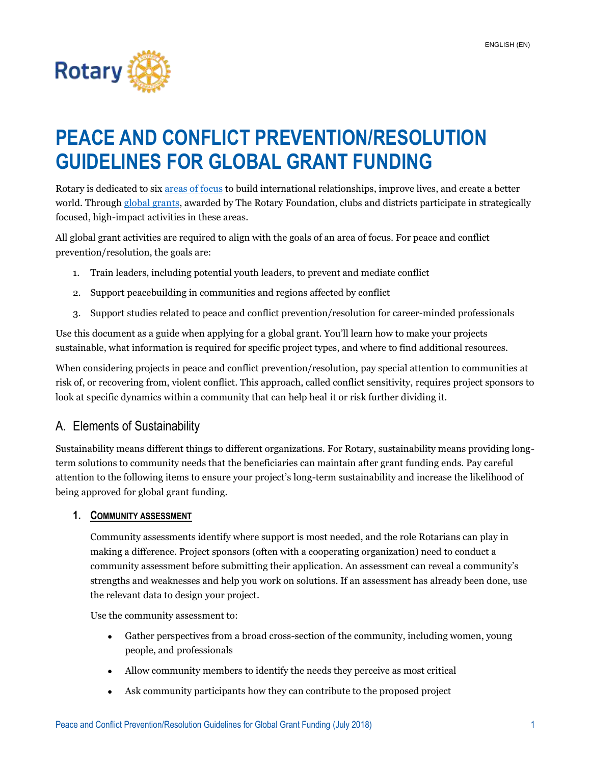ENGLISH (EN)

Rotary

# PEACE AND CONFLICT PREVENTION/RESOLUTION GUIDELINES FOR GLOBAL GRANT FUNDING

Rotary is dedicated to six [areas of focus](#) to build international relationships, improve lives, and create a better world. Through [global grants](#), awarded by The Rotary Foundation, clubs and districts participate in strategically focused, high-impact activities in these areas.

All global grant activities are required to align with the goals of an area of focus. For peace and conflict prevention/resolution, the goals are:

1. Train leaders, including potential youth leaders, to prevent and mediate conflict
2. Support peacebuilding in communities and regions affected by conflict
3. Support studies related to peace and conflict prevention/resolution for career-minded professionals

Use this document as a guide when applying for a global grant. You'll learn how to make your projects sustainable, what information is required for specific project types, and where to find additional resources.

When considering projects in peace and conflict prevention/resolution, pay special attention to communities at risk of, or recovering from, violent conflict. This approach, called conflict sensitivity, requires project sponsors to look at specific dynamics within a community that can help heal it or risk further dividing it.

## A. Elements of Sustainability

Sustainability means different things to different organizations. For Rotary, sustainability means providing long-term solutions to community needs that the beneficiaries can maintain after grant funding ends. Pay careful attention to the following items to ensure your project's long-term sustainability and increase the likelihood of being approved for global grant funding.

### 1. COMMUNITY ASSESSMENT

Community assessments identify where support is most needed, and the role Rotarians can play in making a difference. Project sponsors (often with a cooperating organization) need to conduct a community assessment before submitting their application. An assessment can reveal a community's strengths and weaknesses and help you work on solutions. If an assessment has already been done, use the relevant data to design your project.

Use the community assessment to:

- Gather perspectives from a broad cross-section of the community, including women, young people, and professionals
- Allow community members to identify the needs they perceive as most critical
- Ask community participants how they can contribute to the proposed project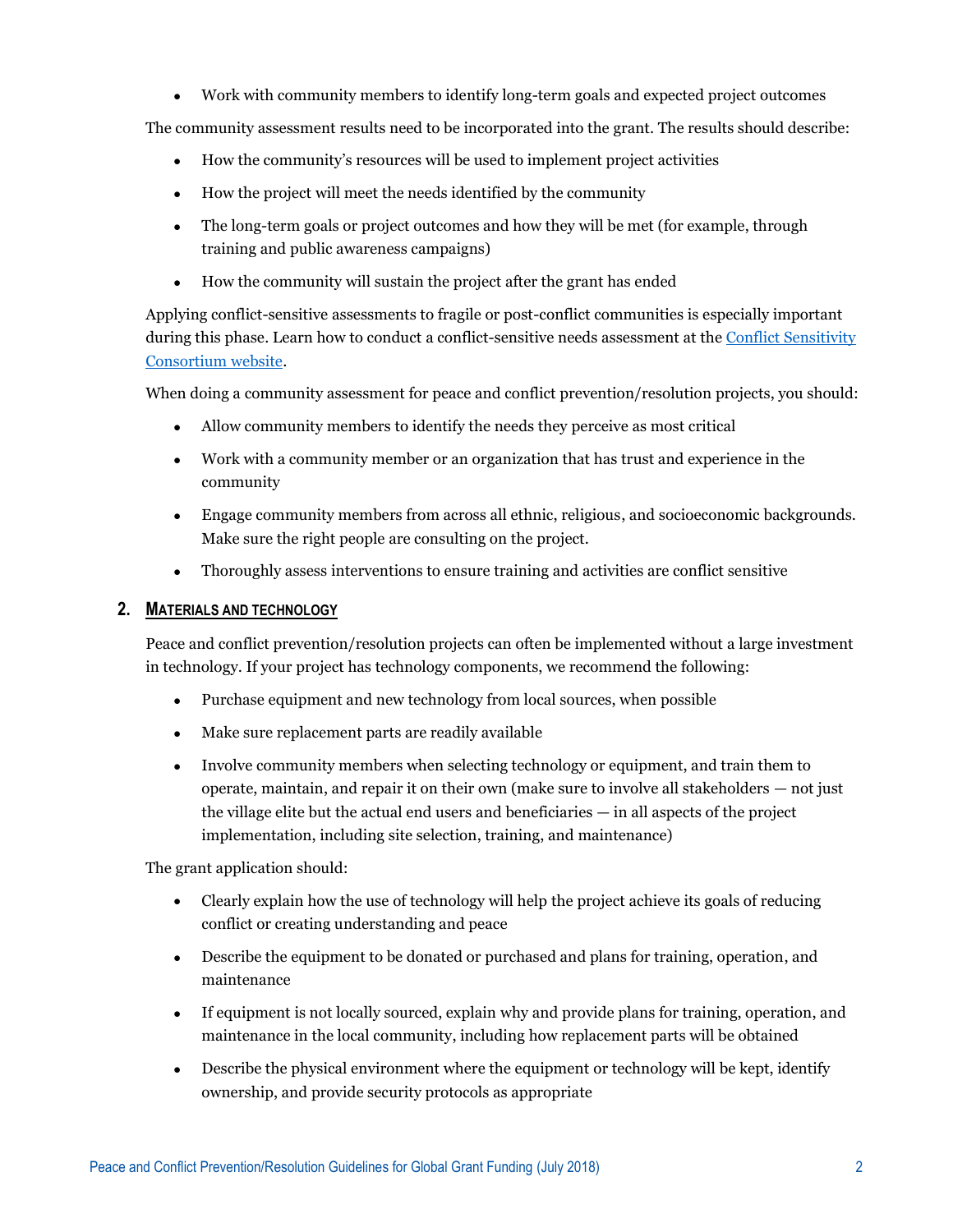- Work with community members to identify long-term goals and expected project outcomes

The community assessment results need to be incorporated into the grant. The results should describe:

- How the community's resources will be used to implement project activities
- How the project will meet the needs identified by the community
- The long-term goals or project outcomes and how they will be met (for example, through training and public awareness campaigns)
- How the community will sustain the project after the grant has ended

Applying conflict-sensitive assessments to fragile or post-conflict communities is especially important during this phase. Learn how to conduct a conflict-sensitive needs assessment at the [Conflict Sensitivity Consortium website](#).

When doing a community assessment for peace and conflict prevention/resolution projects, you should:

- Allow community members to identify the needs they perceive as most critical
- Work with a community member or an organization that has trust and experience in the community
- Engage community members from across all ethnic, religious, and socioeconomic backgrounds. Make sure the right people are consulting on the project.
- Thoroughly assess interventions to ensure training and activities are conflict sensitive

## 2. Materials and Technology

Peace and conflict prevention/resolution projects can often be implemented without a large investment in technology. If your project has technology components, we recommend the following:

- Purchase equipment and new technology from local sources, when possible
- Make sure replacement parts are readily available
- Involve community members when selecting technology or equipment, and train them to operate, maintain, and repair it on their own (make sure to involve all stakeholders — not just the village elite but the actual end users and beneficiaries — in all aspects of the project implementation, including site selection, training, and maintenance)

The grant application should:

- Clearly explain how the use of technology will help the project achieve its goals of reducing conflict or creating understanding and peace
- Describe the equipment to be donated or purchased and plans for training, operation, and maintenance
- If equipment is not locally sourced, explain why and provide plans for training, operation, and maintenance in the local community, including how replacement parts will be obtained
- Describe the physical environment where the equipment or technology will be kept, identify ownership, and provide security protocols as appropriate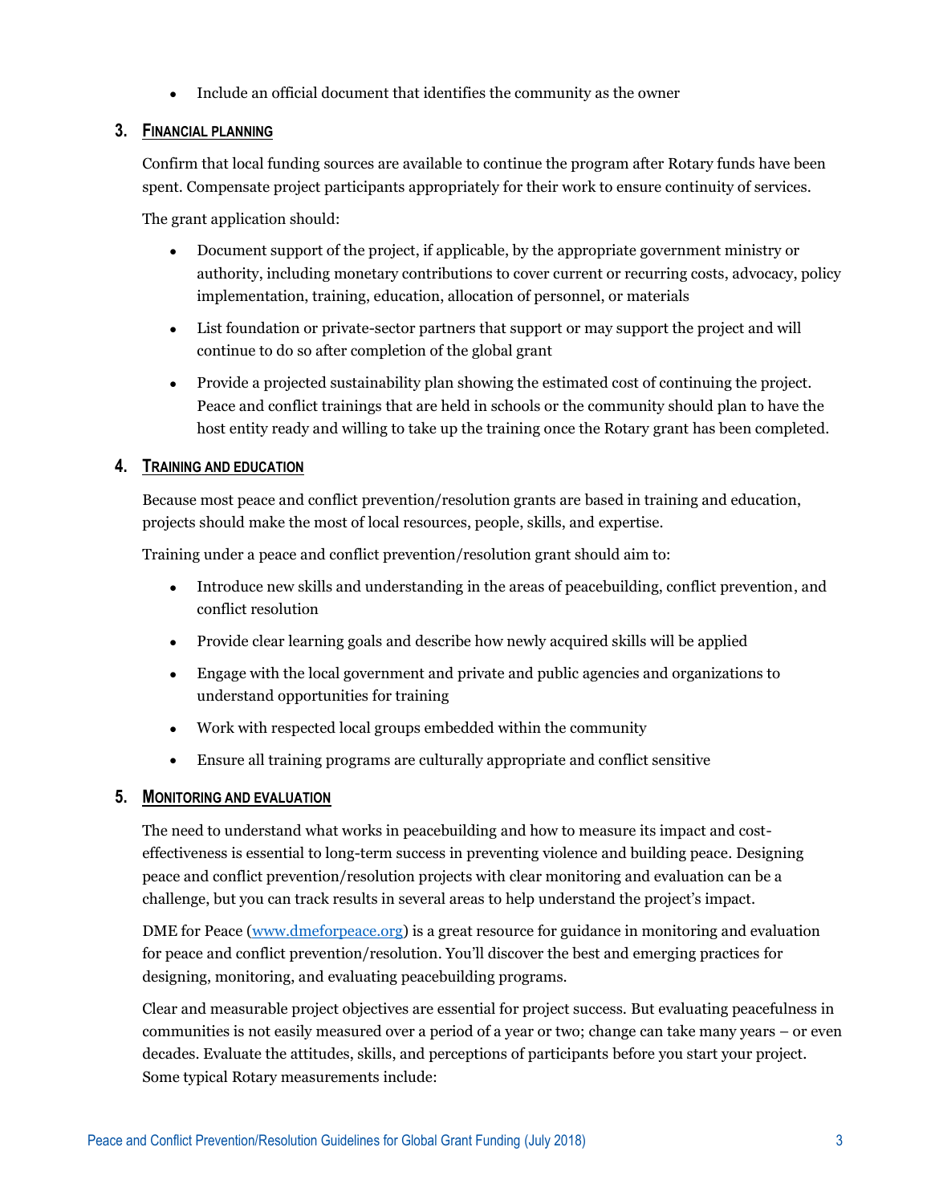- Include an official document that identifies the community as the owner

### 3. Financial planning

Confirm that local funding sources are available to continue the program after Rotary funds have been spent. Compensate project participants appropriately for their work to ensure continuity of services.

The grant application should:

- Document support of the project, if applicable, by the appropriate government ministry or authority, including monetary contributions to cover current or recurring costs, advocacy, policy implementation, training, education, allocation of personnel, or materials
- List foundation or private-sector partners that support or may support the project and will continue to do so after completion of the global grant
- Provide a projected sustainability plan showing the estimated cost of continuing the project. Peace and conflict trainings that are held in schools or the community should plan to have the host entity ready and willing to take up the training once the Rotary grant has been completed.

### 4. Training and education

Because most peace and conflict prevention/resolution grants are based in training and education, projects should make the most of local resources, people, skills, and expertise.

Training under a peace and conflict prevention/resolution grant should aim to:

- Introduce new skills and understanding in the areas of peacebuilding, conflict prevention, and conflict resolution
- Provide clear learning goals and describe how newly acquired skills will be applied
- Engage with the local government and private and public agencies and organizations to understand opportunities for training
- Work with respected local groups embedded within the community
- Ensure all training programs are culturally appropriate and conflict sensitive

### 5. Monitoring and evaluation

The need to understand what works in peacebuilding and how to measure its impact and cost-effectiveness is essential to long-term success in preventing violence and building peace. Designing peace and conflict prevention/resolution projects with clear monitoring and evaluation can be a challenge, but you can track results in several areas to help understand the project's impact.

DME for Peace ([www.dmeforpeace.org](www.dmeforpeace.org)) is a great resource for guidance in monitoring and evaluation for peace and conflict prevention/resolution. You'll discover the best and emerging practices for designing, monitoring, and evaluating peacebuilding programs.

Clear and measurable project objectives are essential for project success. But evaluating peacefulness in communities is not easily measured over a period of a year or two; change can take many years – or even decades. Evaluate the attitudes, skills, and perceptions of participants before you start your project. Some typical Rotary measurements include: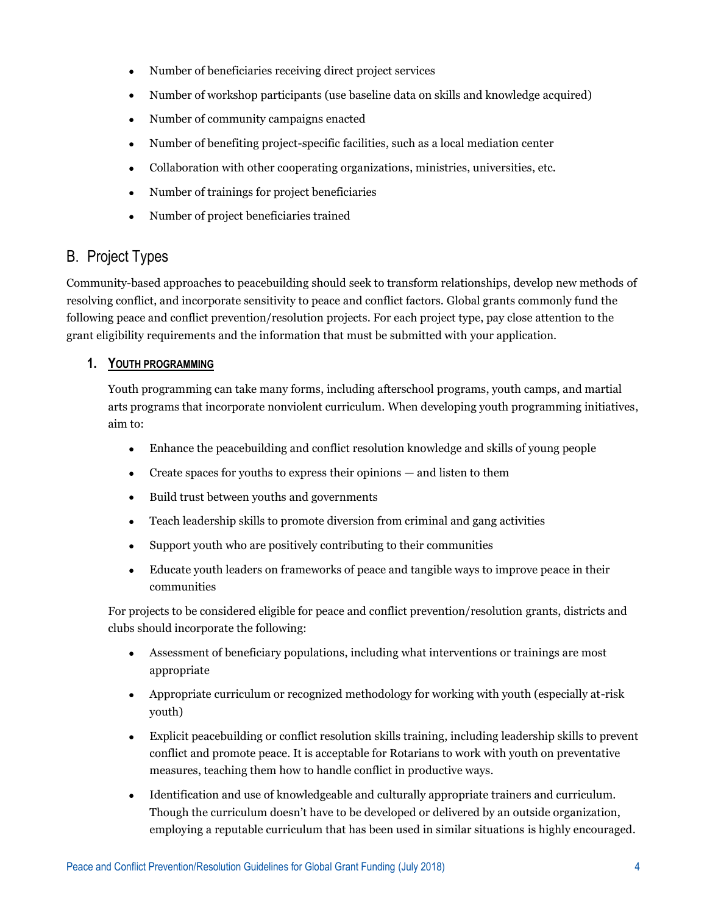- Number of beneficiaries receiving direct project services
- Number of workshop participants (use baseline data on skills and knowledge acquired)
- Number of community campaigns enacted
- Number of benefiting project-specific facilities, such as a local mediation center
- Collaboration with other cooperating organizations, ministries, universities, etc.
- Number of trainings for project beneficiaries
- Number of project beneficiaries trained

## B. Project Types

Community-based approaches to peacebuilding should seek to transform relationships, develop new methods of resolving conflict, and incorporate sensitivity to peace and conflict factors. Global grants commonly fund the following peace and conflict prevention/resolution projects. For each project type, pay close attention to the grant eligibility requirements and the information that must be submitted with your application.

### 1. YOUTH PROGRAMMING

Youth programming can take many forms, including afterschool programs, youth camps, and martial arts programs that incorporate nonviolent curriculum. When developing youth programming initiatives, aim to:

- Enhance the peacebuilding and conflict resolution knowledge and skills of young people
- Create spaces for youths to express their opinions — and listen to them
- Build trust between youths and governments
- Teach leadership skills to promote diversion from criminal and gang activities
- Support youth who are positively contributing to their communities
- Educate youth leaders on frameworks of peace and tangible ways to improve peace in their communities

For projects to be considered eligible for peace and conflict prevention/resolution grants, districts and clubs should incorporate the following:

- Assessment of beneficiary populations, including what interventions or trainings are most appropriate
- Appropriate curriculum or recognized methodology for working with youth (especially at-risk youth)
- Explicit peacebuilding or conflict resolution skills training, including leadership skills to prevent conflict and promote peace. It is acceptable for Rotarians to work with youth on preventative measures, teaching them how to handle conflict in productive ways.
- Identification and use of knowledgeable and culturally appropriate trainers and curriculum. Though the curriculum doesn't have to be developed or delivered by an outside organization, employing a reputable curriculum that has been used in similar situations is highly encouraged.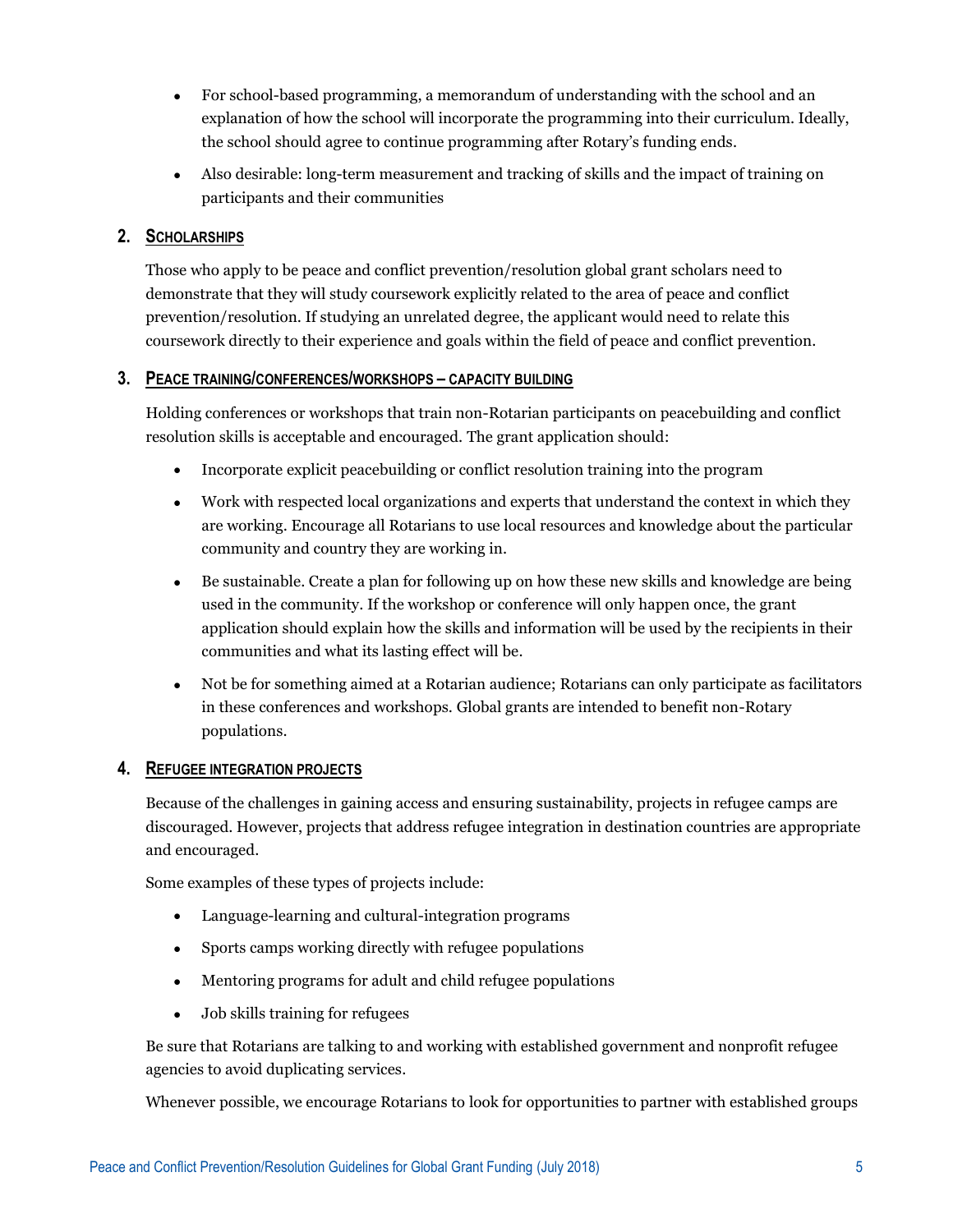- For school-based programming, a memorandum of understanding with the school and an explanation of how the school will incorporate the programming into their curriculum. Ideally, the school should agree to continue programming after Rotary's funding ends.
- Also desirable: long-term measurement and tracking of skills and the impact of training on participants and their communities

### 2. Scholarships

Those who apply to be peace and conflict prevention/resolution global grant scholars need to demonstrate that they will study coursework explicitly related to the area of peace and conflict prevention/resolution. If studying an unrelated degree, the applicant would need to relate this coursework directly to their experience and goals within the field of peace and conflict prevention.

### 3. Peace training/conferences/workshops – capacity building

Holding conferences or workshops that train non-Rotarian participants on peacebuilding and conflict resolution skills is acceptable and encouraged. The grant application should:

- Incorporate explicit peacebuilding or conflict resolution training into the program
- Work with respected local organizations and experts that understand the context in which they are working. Encourage all Rotarians to use local resources and knowledge about the particular community and country they are working in.
- Be sustainable. Create a plan for following up on how these new skills and knowledge are being used in the community. If the workshop or conference will only happen once, the grant application should explain how the skills and information will be used by the recipients in their communities and what its lasting effect will be.
- Not be for something aimed at a Rotarian audience; Rotarians can only participate as facilitators in these conferences and workshops. Global grants are intended to benefit non-Rotary populations.

### 4. Refugee integration projects

Because of the challenges in gaining access and ensuring sustainability, projects in refugee camps are discouraged. However, projects that address refugee integration in destination countries are appropriate and encouraged.

Some examples of these types of projects include:

- Language-learning and cultural-integration programs
- Sports camps working directly with refugee populations
- Mentoring programs for adult and child refugee populations
- Job skills training for refugees

Be sure that Rotarians are talking to and working with established government and nonprofit refugee agencies to avoid duplicating services.

Whenever possible, we encourage Rotarians to look for opportunities to partner with established groups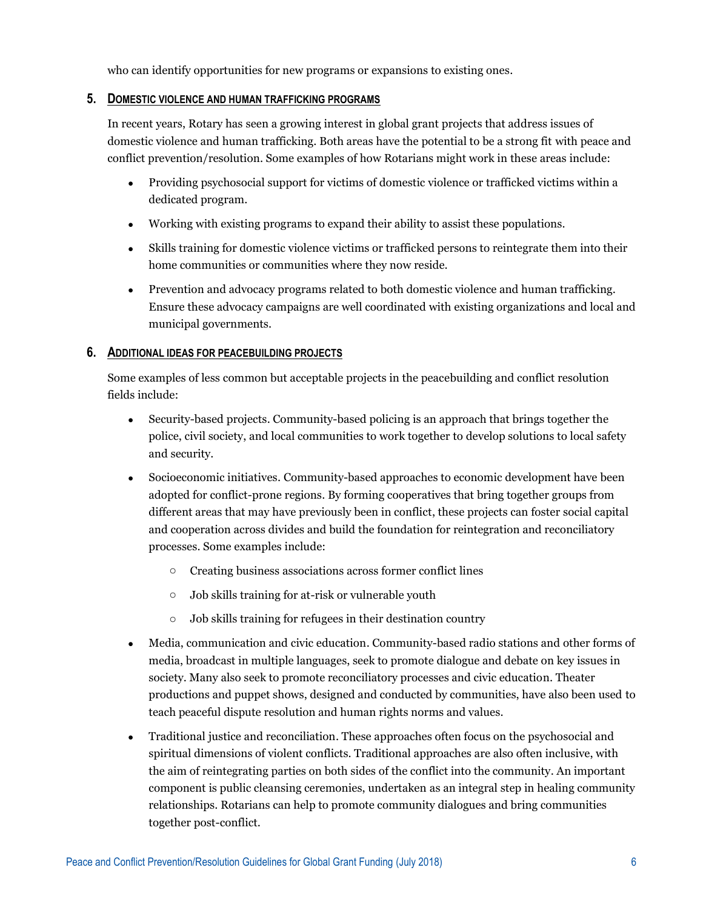who can identify opportunities for new programs or expansions to existing ones.

## 5. Domestic violence and human trafficking programs

In recent years, Rotary has seen a growing interest in global grant projects that address issues of domestic violence and human trafficking. Both areas have the potential to be a strong fit with peace and conflict prevention/resolution. Some examples of how Rotarians might work in these areas include:

- Providing psychosocial support for victims of domestic violence or trafficked victims within a dedicated program.
- Working with existing programs to expand their ability to assist these populations.
- Skills training for domestic violence victims or trafficked persons to reintegrate them into their home communities or communities where they now reside.
- Prevention and advocacy programs related to both domestic violence and human trafficking. Ensure these advocacy campaigns are well coordinated with existing organizations and local and municipal governments.

## 6. Additional ideas for peacebuilding projects

Some examples of less common but acceptable projects in the peacebuilding and conflict resolution fields include:

- Security-based projects. Community-based policing is an approach that brings together the police, civil society, and local communities to work together to develop solutions to local safety and security.
- Socioeconomic initiatives. Community-based approaches to economic development have been adopted for conflict-prone regions. By forming cooperatives that bring together groups from different areas that may have previously been in conflict, these projects can foster social capital and cooperation across divides and build the foundation for reintegration and reconciliatory processes. Some examples include:
  - Creating business associations across former conflict lines
  - Job skills training for at-risk or vulnerable youth
  - Job skills training for refugees in their destination country
- Media, communication and civic education. Community-based radio stations and other forms of media, broadcast in multiple languages, seek to promote dialogue and debate on key issues in society. Many also seek to promote reconciliatory processes and civic education. Theater productions and puppet shows, designed and conducted by communities, have also been used to teach peaceful dispute resolution and human rights norms and values.
- Traditional justice and reconciliation. These approaches often focus on the psychosocial and spiritual dimensions of violent conflicts. Traditional approaches are also often inclusive, with the aim of reintegrating parties on both sides of the conflict into the community. An important component is public cleansing ceremonies, undertaken as an integral step in healing community relationships. Rotarians can help to promote community dialogues and bring communities together post-conflict.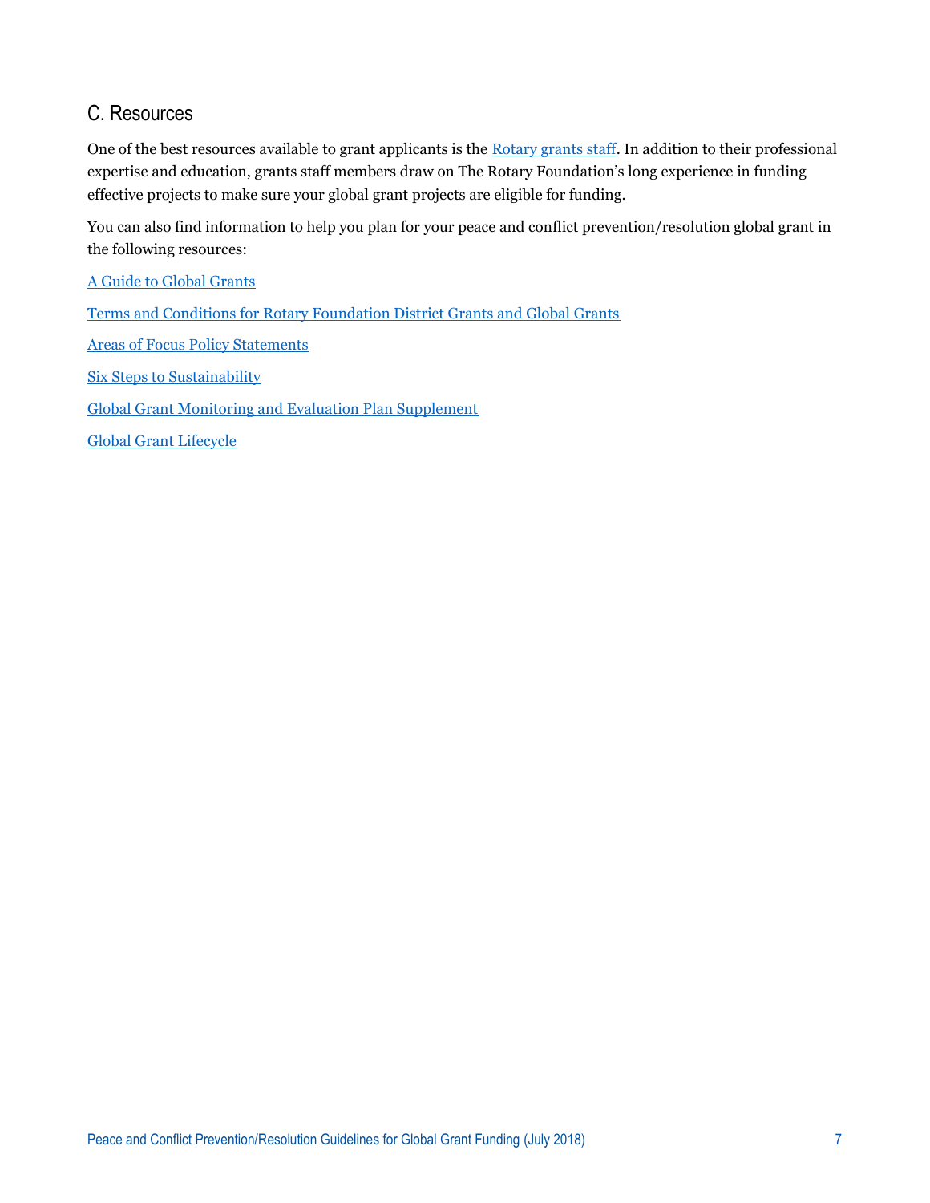## C. Resources

One of the best resources available to grant applicants is the Rotary grants staff. In addition to their professional expertise and education, grants staff members draw on The Rotary Foundation's long experience in funding effective projects to make sure your global grant projects are eligible for funding.

You can also find information to help you plan for your peace and conflict prevention/resolution global grant in the following resources:

A Guide to Global Grants

Terms and Conditions for Rotary Foundation District Grants and Global Grants

Areas of Focus Policy Statements

Six Steps to Sustainability

Global Grant Monitoring and Evaluation Plan Supplement

Global Grant Lifecycle